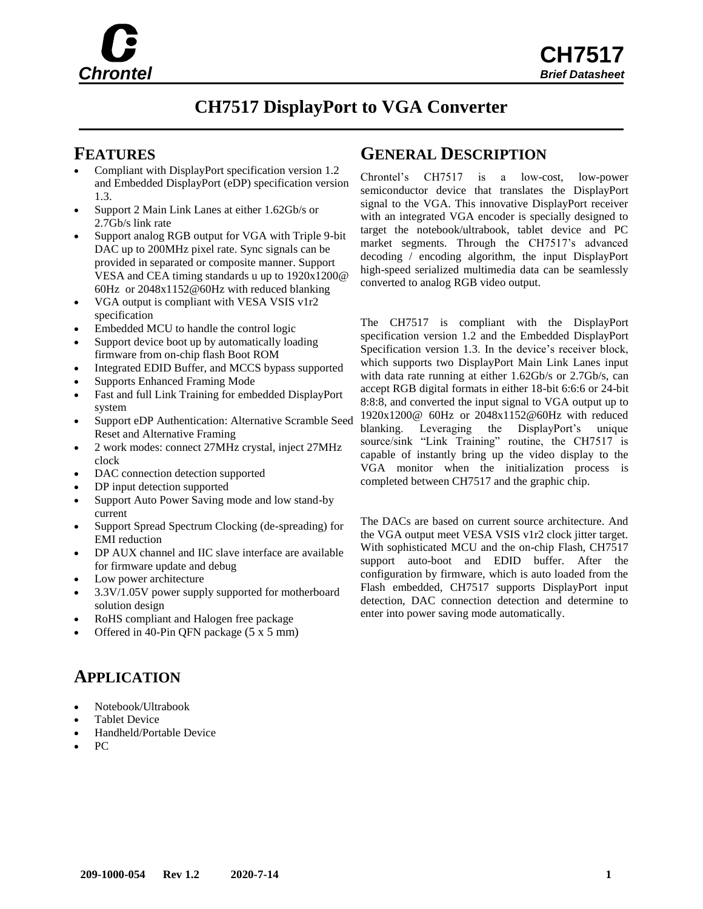# CH7517

***Brief Datasheet***

# CH7517 DisplayPort to VGA Converter

## FEATURES

- Compliant with DisplayPort specification version 1.2 and Embedded DisplayPort (eDP) specification version 1.3.
- Support 2 Main Link Lanes at either 1.62Gb/s or 2.7Gb/s link rate
- Support analog RGB output for VGA with Triple 9-bit DAC up to 200MHz pixel rate. Sync signals can be provided in separated or composite manner. Support VESA and CEA timing standards u up to 1920x1200@ 60Hz or 2048x1152@60Hz with reduced blanking
- VGA output is compliant with VESA VSIS v1r2 specification
- Embedded MCU to handle the control logic
- Support device boot up by automatically loading firmware from on-chip flash Boot ROM
- Integrated EDID Buffer, and MCCS bypass supported
- Supports Enhanced Framing Mode
- Fast and full Link Training for embedded DisplayPort system
- Support eDP Authentication: Alternative Scramble Seed Reset and Alternative Framing
- 2 work modes: connect 27MHz crystal, inject 27MHz clock
- DAC connection detection supported
- DP input detection supported
- Support Auto Power Saving mode and low stand-by current
- Support Spread Spectrum Clocking (de-spreading) for EMI reduction
- DP AUX channel and IIC slave interface are available for firmware update and debug
- Low power architecture
- 3.3V/1.05V power supply supported for motherboard solution design
- RoHS compliant and Halogen free package
- Offered in 40-Pin QFN package (5 x 5 mm)

## APPLICATION

- Notebook/Ultrabook
- Tablet Device
- Handheld/Portable Device
- PC

## GENERAL DESCRIPTION

Chrontel's CH7517 is a low-cost, low-power semiconductor device that translates the DisplayPort signal to the VGA. This innovative DisplayPort receiver with an integrated VGA encoder is specially designed to target the notebook/ultrabook, tablet device and PC market segments. Through the CH7517's advanced decoding / encoding algorithm, the input DisplayPort high-speed serialized multimedia data can be seamlessly converted to analog RGB video output.

The CH7517 is compliant with the DisplayPort specification version 1.2 and the Embedded DisplayPort Specification version 1.3. In the device's receiver block, which supports two DisplayPort Main Link Lanes input with data rate running at either 1.62Gb/s or 2.7Gb/s, can accept RGB digital formats in either 18-bit 6:6:6 or 24-bit 8:8:8, and converted the input signal to VGA output up to 1920x1200@ 60Hz or 2048x1152@60Hz with reduced blanking. Leveraging the DisplayPort's unique source/sink "Link Training" routine, the CH7517 is capable of instantly bring up the video display to the VGA monitor when the initialization process is completed between CH7517 and the graphic chip.

The DACs are based on current source architecture. And the VGA output meet VESA VSIS v1r2 clock jitter target. With sophisticated MCU and the on-chip Flash, CH7517 support auto-boot and EDID buffer. After the configuration by firmware, which is auto loaded from the Flash embedded, CH7517 supports DisplayPort input detection, DAC connection detection and determine to enter into power saving mode automatically.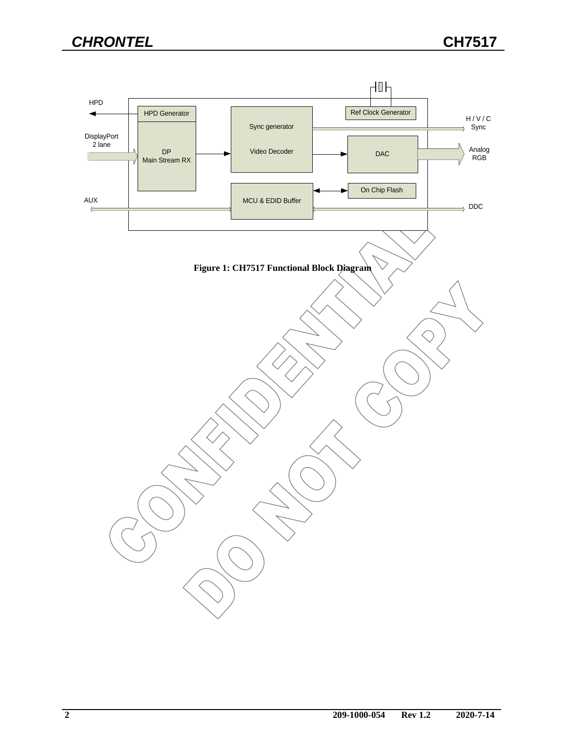HPD

HPD Generator

DisplayPort 2 lane

DP Main Stream RX

Sync generator

Video Decoder

Ref Clock Generator

H / V / C Sync

DAC

Analog RGB

On Chip Flash

AUX

MCU & EDID Buffer

DDC

**Figure 1: CH7517 Functional Block Diagram**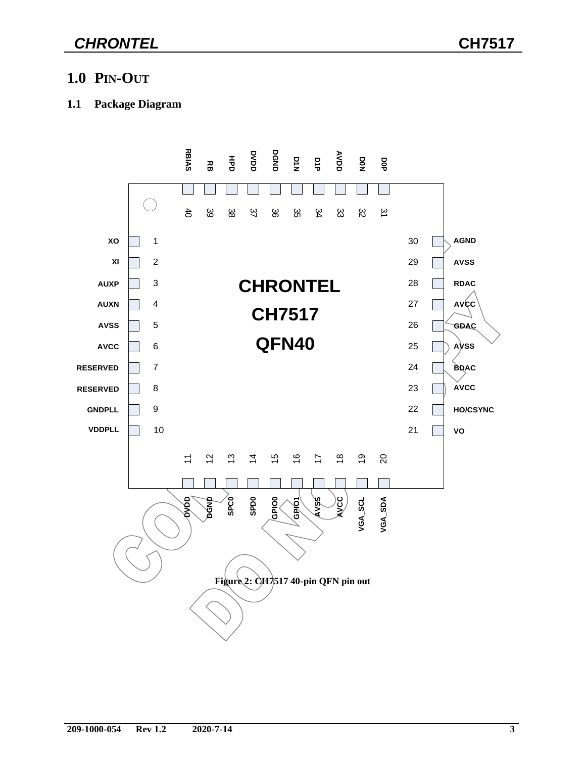# 1.0 PIN-OUT

## 1.1 Package Diagram

| Pin | Name | Pin | Name |
|---|---|---|---|
| 1 | XO | 21 | VO |
| 2 | XI | 22 | HO/CSYNC |
| 3 | AUXP | 23 | AVCC |
| 4 | AUXN | 24 | BDAC |
| 5 | AVSS | 25 | AVSS |
| 6 | AVCC | 26 | GDAC |
| 7 | RESERVED | 27 | AVCC |
| 8 | RESERVED | 28 | RDAC |
| 9 | GNDPLL | 29 | AVSS |
| 10 | VDDPLL | 30 | AGND |
| 11 | DVDD | 31 | D0P |
| 12 | DGND | 32 | D0N |
| 13 | SPC0 | 33 | AVDD |
| 14 | SPD0 | 34 | D1P |
| 15 | GPIO0 | 35 | D1N |
| 16 | GPIO1 | 36 | DGND |
| 17 | AVSS | 37 | DVDD |
| 18 | AVCC | 38 | HPD |
| 19 | VGA_SCL | 39 | RB |
| 20 | VGA_SDA | 40 | RBIAS |

CHRONTEL
CH7517
QFN40

Figure 2: CH7517 40-pin QFN pin out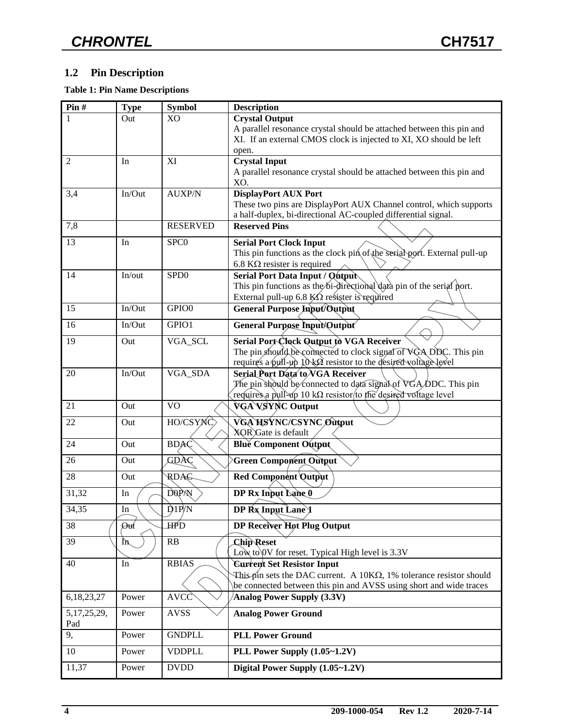## 1.2 Pin Description

**Table 1: Pin Name Descriptions**

| Pin # | Type | Symbol | Description |
|---|---|---|---|
| 1 | Out | XO | **Crystal Output**<br>A parallel resonance crystal should be attached between this pin and XI. If an external CMOS clock is injected to XI, XO should be left open. |
| 2 | In | XI | **Crystal Input**<br>A parallel resonance crystal should be attached between this pin and XO. |
| 3,4 | In/Out | AUXP/N | **DisplayPort AUX Port**<br>These two pins are DisplayPort AUX Channel control, which supports a half-duplex, bi-directional AC-coupled differential signal. |
| 7,8 | | RESERVED | **Reserved Pins** |
| 13 | In | SPC0 | **Serial Port Clock Input**<br>This pin functions as the clock pin of the serial port. External pull-up 6.8 KΩ resister is required |
| 14 | In/out | SPD0 | **Serial Port Data Input / Output**<br>This pin functions as the bi-directional data pin of the serial port. External pull-up 6.8 KΩ resister is required |
| 15 | In/Out | GPIO0 | **General Purpose Input/Output** |
| 16 | In/Out | GPIO1 | **General Purpose Input/Output** |
| 19 | Out | VGA_SCL | **Serial Port Clock Output to VGA Receiver**<br>The pin should be connected to clock signal of VGA DDC. This pin requires a pull-up 10 kΩ resistor to the desired voltage level |
| 20 | In/Out | VGA_SDA | **Serial Port Data to VGA Receiver**<br>The pin should be connected to data signal of VGA DDC. This pin requires a pull-up 10 kΩ resistor to the desired voltage level |
| 21 | Out | VO | **VGA VSYNC Output** |
| 22 | Out | HO/CSYNC | **VGA HSYNC/CSYNC Output**<br>XOR Gate is default |
| 24 | Out | BDAC | **Blue Component Output** |
| 26 | Out | GDAC | **Green Component Output** |
| 28 | Out | RDAC | **Red Component Output** |
| 31,32 | In | D0P/N | **DP Rx Input Lane 0** |
| 34,35 | In | D1P/N | **DP Rx Input Lane 1** |
| 38 | Out | HPD | **DP Receiver Hot Plug Output** |
| 39 | In | RB | **Chip Reset**<br>Low to 0V for reset. Typical High level is 3.3V |
| 40 | In | RBIAS | **Current Set Resistor Input**<br>This pin sets the DAC current. A 10KΩ, 1% tolerance resistor should be connected between this pin and AVSS using short and wide traces |
| 6,18,23,27 | Power | AVCC | **Analog Power Supply (3.3V)** |
| 5,17,25,29, Pad | Power | AVSS | **Analog Power Ground** |
| 9, | Power | GNDPLL | **PLL Power Ground** |
| 10 | Power | VDDPLL | **PLL Power Supply (1.05~1.2V)** |
| 11,37 | Power | DVDD | **Digital Power Supply (1.05~1.2V)** |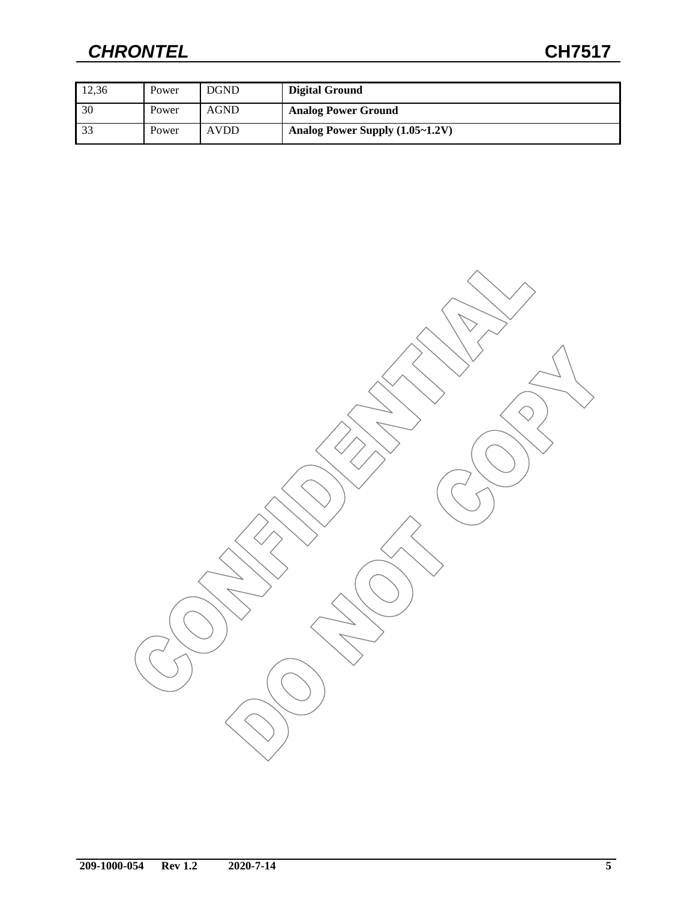| 12,36 | Power | DGND | **Digital Ground** |
|---|---|---|---|
| 30 | Power | AGND | **Analog Power Ground** |
| 33 | Power | AVDD | **Analog Power Supply (1.05~1.2V)** |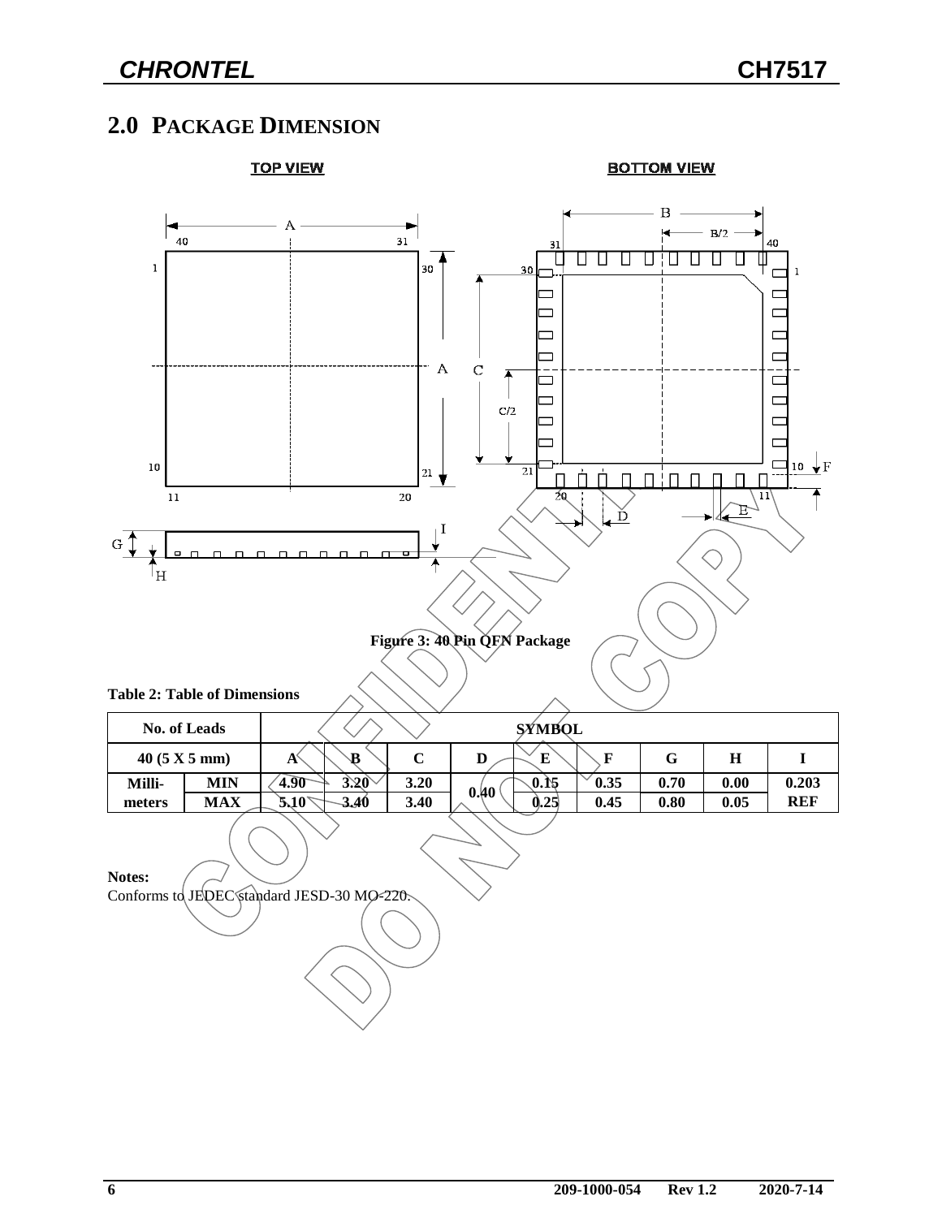## 2.0 PACKAGE DIMENSION

Figure 3: 40 Pin QFN Package

**Table 2: Table of Dimensions**

| No. of Leads | | SYMBOL | | | | | | | | |
|---|---|---|---|---|---|---|---|---|---|---|
| 40 (5 X 5 mm) | | A | B | C | D | E | F | G | H | I |
| Milli- meters | MIN | 4.90 | 3.20 | 3.20 | 0.40 | 0.15 | 0.35 | 0.70 | 0.00 | 0.203 |
| | MAX | 5.10 | 3.40 | 3.40 | | 0.25 | 0.45 | 0.80 | 0.05 | REF |

**Notes:**
Conforms to JEDEC standard JESD-30 MO-220.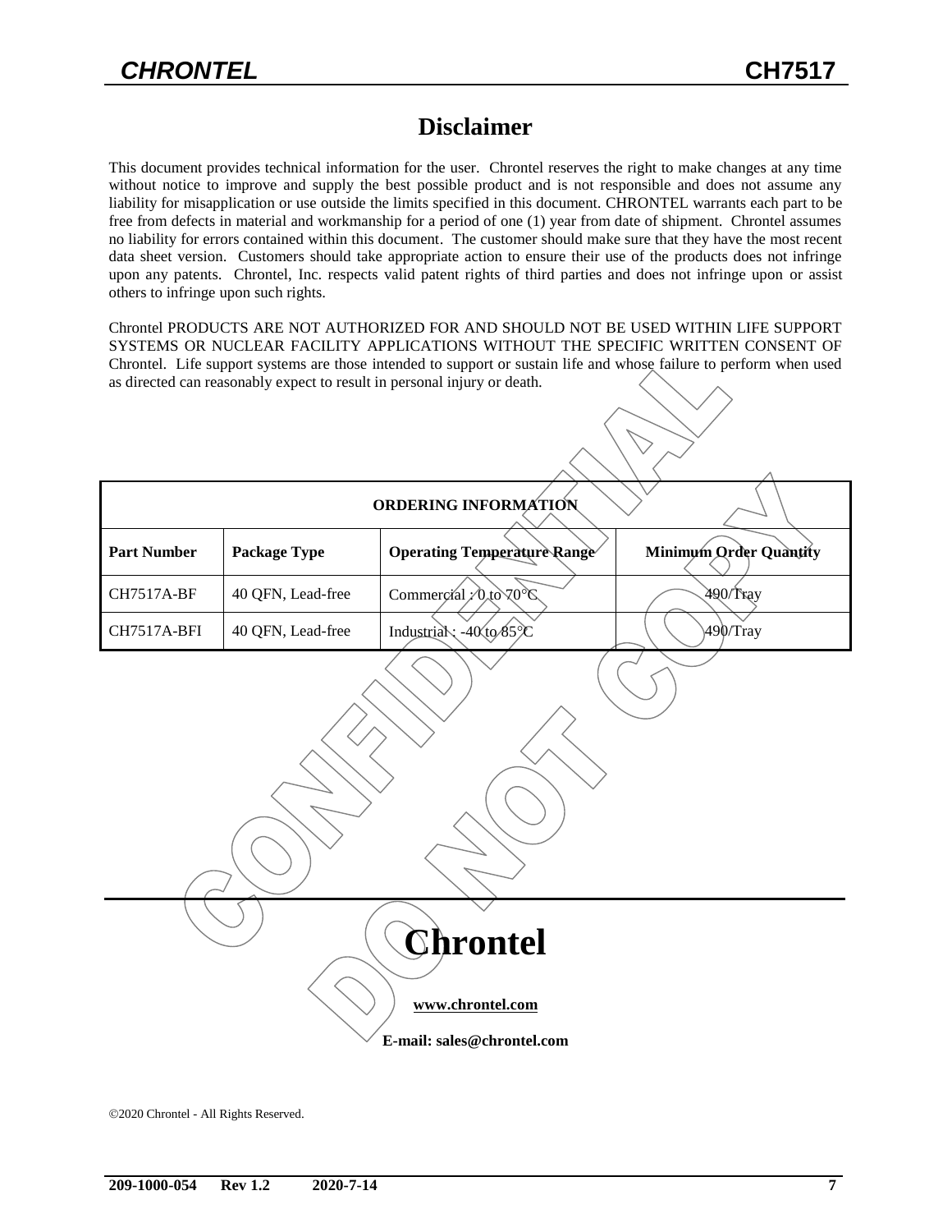# Disclaimer

This document provides technical information for the user. Chrontel reserves the right to make changes at any time without notice to improve and supply the best possible product and is not responsible and does not assume any liability for misapplication or use outside the limits specified in this document. CHRONTEL warrants each part to be free from defects in material and workmanship for a period of one (1) year from date of shipment. Chrontel assumes no liability for errors contained within this document. The customer should make sure that they have the most recent data sheet version. Customers should take appropriate action to ensure their use of the products does not infringe upon any patents. Chrontel, Inc. respects valid patent rights of third parties and does not infringe upon or assist others to infringe upon such rights.

Chrontel PRODUCTS ARE NOT AUTHORIZED FOR AND SHOULD NOT BE USED WITHIN LIFE SUPPORT SYSTEMS OR NUCLEAR FACILITY APPLICATIONS WITHOUT THE SPECIFIC WRITTEN CONSENT OF Chrontel. Life support systems are those intended to support or sustain life and whose failure to perform when used as directed can reasonably expect to result in personal injury or death.

| ORDERING INFORMATION | | | |
|---|---|---|---|
| **Part Number** | **Package Type** | **Operating Temperature Range** | **Minimum Order Quantity** |
| CH7517A-BF | 40 QFN, Lead-free | Commercial : 0 to 70°C | 490/Tray |
| CH7517A-BFI | 40 QFN, Lead-free | Industrial : -40 to 85°C | 490/Tray |

# Chrontel

**www.chrontel.com**

**E-mail: sales@chrontel.com**

©2020 Chrontel - All Rights Reserved.